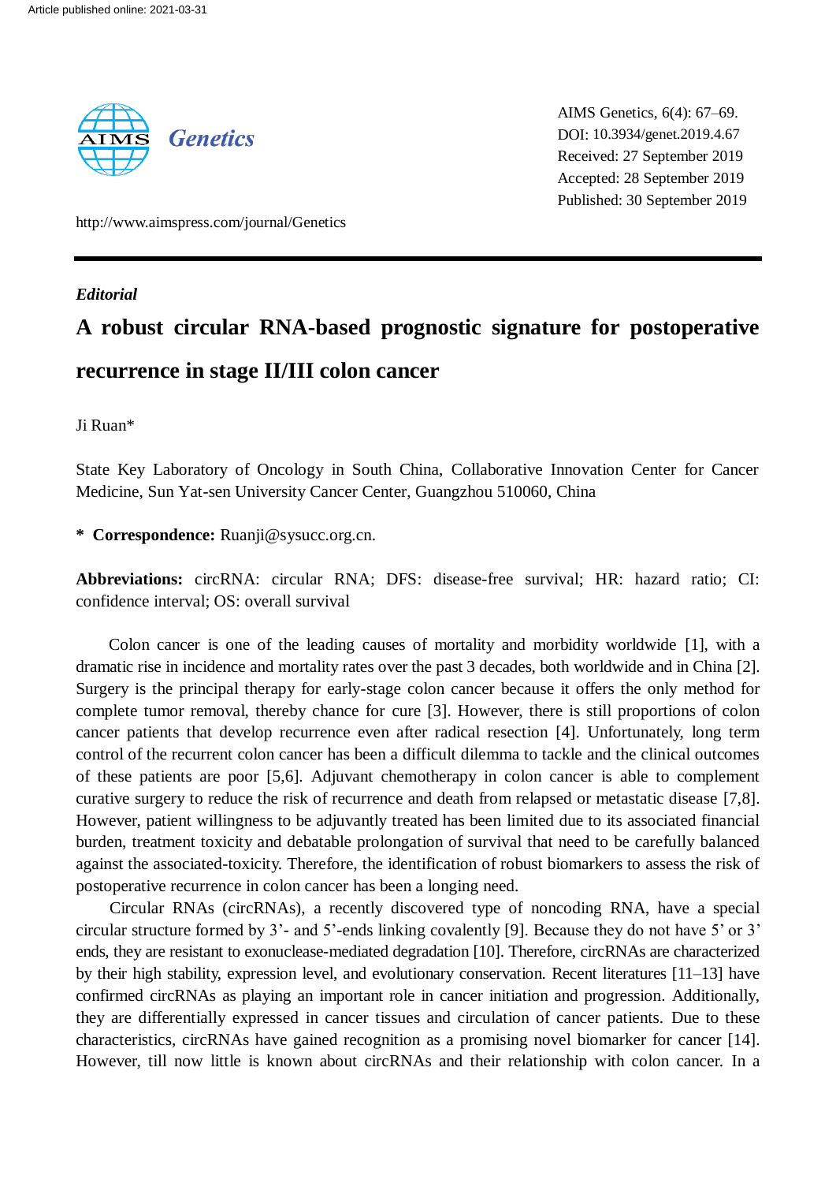*Editorial*

# A robust circular RNA-based prognostic signature for postoperative recurrence in stage II/III colon cancer

Ji Ruan*

State Key Laboratory of Oncology in South China, Collaborative Innovation Center for Cancer Medicine, Sun Yat-sen University Cancer Center, Guangzhou 510060, China

**\* Correspondence:** Ruanji@sysucc.org.cn.

**Abbreviations:** circRNA: circular RNA; DFS: disease-free survival; HR: hazard ratio; CI: confidence interval; OS: overall survival

Colon cancer is one of the leading causes of mortality and morbidity worldwide [1], with a dramatic rise in incidence and mortality rates over the past 3 decades, both worldwide and in China [2]. Surgery is the principal therapy for early-stage colon cancer because it offers the only method for complete tumor removal, thereby chance for cure [3]. However, there is still proportions of colon cancer patients that develop recurrence even after radical resection [4]. Unfortunately, long term control of the recurrent colon cancer has been a difficult dilemma to tackle and the clinical outcomes of these patients are poor [5,6]. Adjuvant chemotherapy in colon cancer is able to complement curative surgery to reduce the risk of recurrence and death from relapsed or metastatic disease [7,8]. However, patient willingness to be adjuvantly treated has been limited due to its associated financial burden, treatment toxicity and debatable prolongation of survival that need to be carefully balanced against the associated-toxicity. Therefore, the identification of robust biomarkers to assess the risk of postoperative recurrence in colon cancer has been a longing need.

Circular RNAs (circRNAs), a recently discovered type of noncoding RNA, have a special circular structure formed by 3'- and 5'-ends linking covalently [9]. Because they do not have 5' or 3' ends, they are resistant to exonuclease-mediated degradation [10]. Therefore, circRNAs are characterized by their high stability, expression level, and evolutionary conservation. Recent literatures [11–13] have confirmed circRNAs as playing an important role in cancer initiation and progression. Additionally, they are differentially expressed in cancer tissues and circulation of cancer patients. Due to these characteristics, circRNAs have gained recognition as a promising novel biomarker for cancer [14]. However, till now little is known about circRNAs and their relationship with colon cancer. In a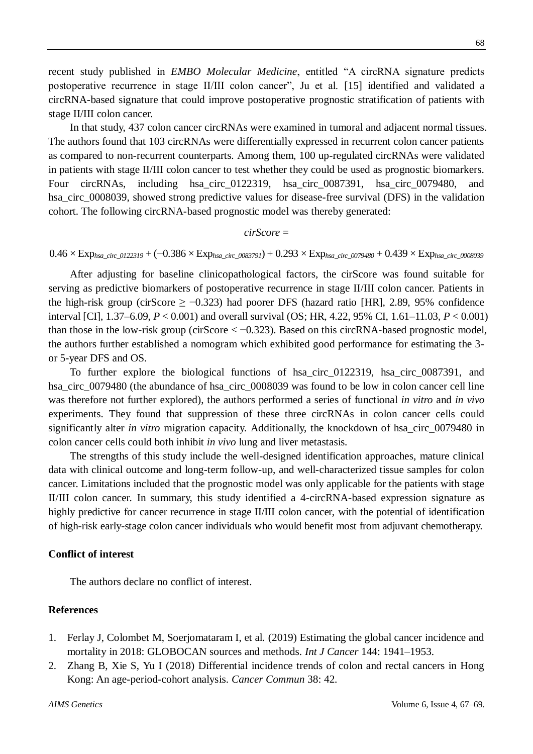recent study published in *EMBO Molecular Medicine*, entitled "A circRNA signature predicts postoperative recurrence in stage II/III colon cancer", Ju et al. [15] identified and validated a circRNA-based signature that could improve postoperative prognostic stratification of patients with stage II/III colon cancer.

In that study, 437 colon cancer circRNAs were examined in tumoral and adjacent normal tissues. The authors found that 103 circRNAs were differentially expressed in recurrent colon cancer patients as compared to non-recurrent counterparts. Among them, 100 up-regulated circRNAs were validated in patients with stage II/III colon cancer to test whether they could be used as prognostic biomarkers. Four circRNAs, including hsa_circ_0122319, hsa_circ_0087391, hsa_circ_0079480, and hsa_circ_0008039, showed strong predictive values for disease-free survival (DFS) in the validation cohort. The following circRNA-based prognostic model was thereby generated:

$$cirScore = 0.46 \times Exp_{hsa\_circ\_0122319} + (-0.386 \times Exp_{hsa\_circ\_0083791}) + 0.293 \times Exp_{hsa\_circ\_0079480} + 0.439 \times Exp_{hsa\_circ\_0008039}$$

After adjusting for baseline clinicopathological factors, the cirScore was found suitable for serving as predictive biomarkers of postoperative recurrence in stage II/III colon cancer. Patients in the high-risk group (cirScore $\geq -0.323$) had poorer DFS (hazard ratio [HR], 2.89, 95% confidence interval [CI], 1.37–6.09, $P < 0.001$) and overall survival (OS; HR, 4.22, 95% CI, 1.61–11.03, $P < 0.001$) than those in the low-risk group (cirScore $< -0.323$). Based on this circRNA-based prognostic model, the authors further established a nomogram which exhibited good performance for estimating the 3- or 5-year DFS and OS.

To further explore the biological functions of hsa_circ_0122319, hsa_circ_0087391, and hsa_circ_0079480 (the abundance of hsa_circ_0008039 was found to be low in colon cancer cell line was therefore not further explored), the authors performed a series of functional *in vitro* and *in vivo* experiments. They found that suppression of these three circRNAs in colon cancer cells could significantly alter *in vitro* migration capacity. Additionally, the knockdown of hsa_circ_0079480 in colon cancer cells could both inhibit *in vivo* lung and liver metastasis.

The strengths of this study include the well-designed identification approaches, mature clinical data with clinical outcome and long-term follow-up, and well-characterized tissue samples for colon cancer. Limitations included that the prognostic model was only applicable for the patients with stage II/III colon cancer. In summary, this study identified a 4-circRNA-based expression signature as highly predictive for cancer recurrence in stage II/III colon cancer, with the potential of identification of high-risk early-stage colon cancer individuals who would benefit most from adjuvant chemotherapy.

## Conflict of interest

The authors declare no conflict of interest.

## References

1. Ferlay J, Colombet M, Soerjomataram I, et al. (2019) Estimating the global cancer incidence and mortality in 2018: GLOBOCAN sources and methods. *Int J Cancer* 144: 1941–1953.
2. Zhang B, Xie S, Yu I (2018) Differential incidence trends of colon and rectal cancers in Hong Kong: An age-period-cohort analysis. *Cancer Commun* 38: 42.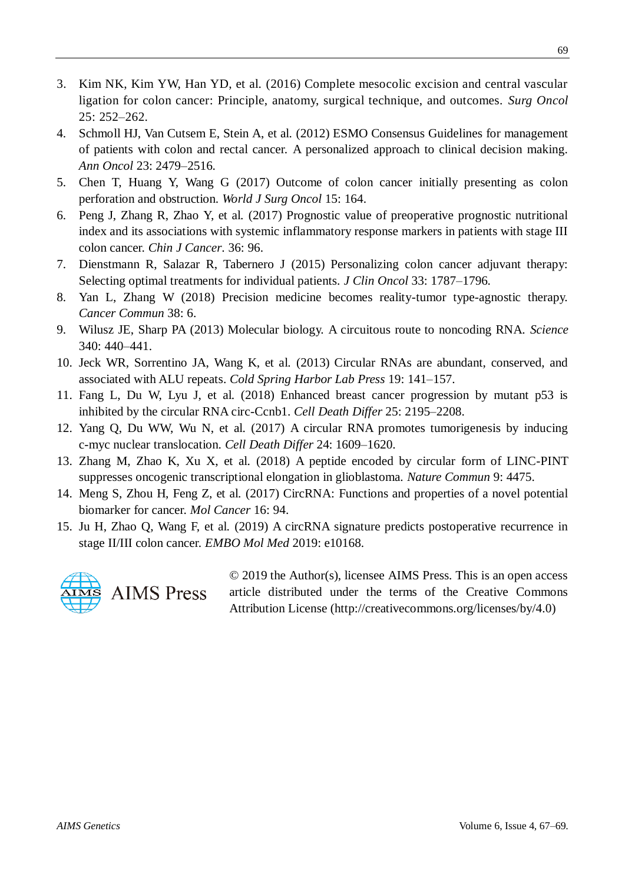3. Kim NK, Kim YW, Han YD, et al. (2016) Complete mesocolic excision and central vascular ligation for colon cancer: Principle, anatomy, surgical technique, and outcomes. *Surg Oncol* 25: 252–262.
4. Schmoll HJ, Van Cutsem E, Stein A, et al. (2012) ESMO Consensus Guidelines for management of patients with colon and rectal cancer. A personalized approach to clinical decision making. *Ann Oncol* 23: 2479–2516.
5. Chen T, Huang Y, Wang G (2017) Outcome of colon cancer initially presenting as colon perforation and obstruction. *World J Surg Oncol* 15: 164.
6. Peng J, Zhang R, Zhao Y, et al. (2017) Prognostic value of preoperative prognostic nutritional index and its associations with systemic inflammatory response markers in patients with stage III colon cancer. *Chin J Cancer*. 36: 96.
7. Dienstmann R, Salazar R, Tabernero J (2015) Personalizing colon cancer adjuvant therapy: Selecting optimal treatments for individual patients. *J Clin Oncol* 33: 1787–1796.
8. Yan L, Zhang W (2018) Precision medicine becomes reality-tumor type-agnostic therapy. *Cancer Commun* 38: 6.
9. Wilusz JE, Sharp PA (2013) Molecular biology. A circuitous route to noncoding RNA. *Science* 340: 440–441.
10. Jeck WR, Sorrentino JA, Wang K, et al. (2013) Circular RNAs are abundant, conserved, and associated with ALU repeats. *Cold Spring Harbor Lab Press* 19: 141–157.
11. Fang L, Du W, Lyu J, et al. (2018) Enhanced breast cancer progression by mutant p53 is inhibited by the circular RNA circ-Ccnb1. *Cell Death Differ* 25: 2195–2208.
12. Yang Q, Du WW, Wu N, et al. (2017) A circular RNA promotes tumorigenesis by inducing c-myc nuclear translocation. *Cell Death Differ* 24: 1609–1620.
13. Zhang M, Zhao K, Xu X, et al. (2018) A peptide encoded by circular form of LINC-PINT suppresses oncogenic transcriptional elongation in glioblastoma. *Nature Commun* 9: 4475.
14. Meng S, Zhou H, Feng Z, et al. (2017) CircRNA: Functions and properties of a novel potential biomarker for cancer. *Mol Cancer* 16: 94.
15. Ju H, Zhao Q, Wang F, et al. (2019) A circRNA signature predicts postoperative recurrence in stage II/III colon cancer. *EMBO Mol Med* 2019: e10168.

AIMS Press

© 2019 the Author(s), licensee AIMS Press. This is an open access article distributed under the terms of the Creative Commons Attribution License (http://creativecommons.org/licenses/by/4.0)